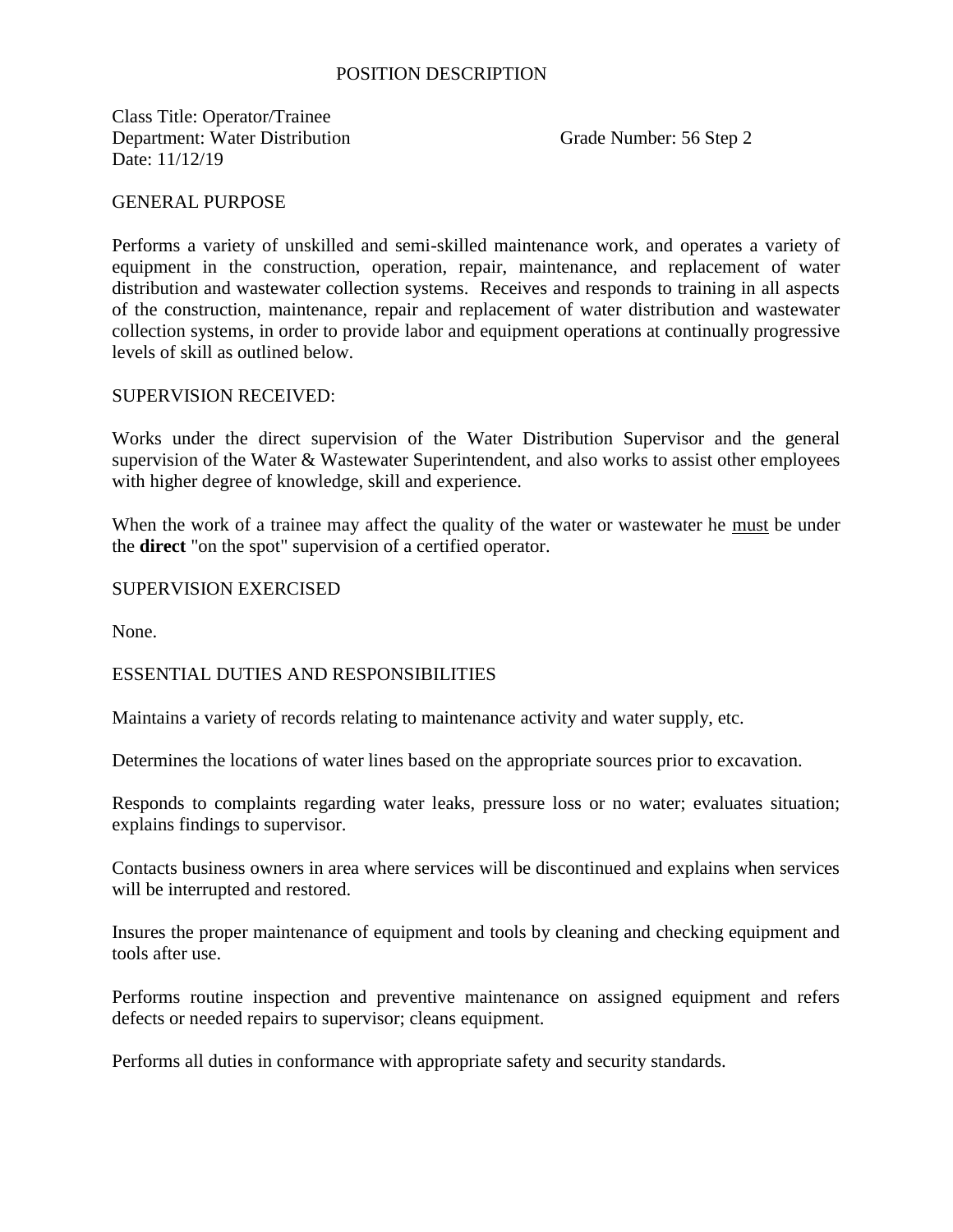# POSITION DESCRIPTION

Class Title: Operator/Trainee
Department: Water Distribution Grade Number: 56 Step 2
Date: 11/12/19

## GENERAL PURPOSE

Performs a variety of unskilled and semi-skilled maintenance work, and operates a variety of equipment in the construction, operation, repair, maintenance, and replacement of water distribution and wastewater collection systems. Receives and responds to training in all aspects of the construction, maintenance, repair and replacement of water distribution and wastewater collection systems, in order to provide labor and equipment operations at continually progressive levels of skill as outlined below.

## SUPERVISION RECEIVED:

Works under the direct supervision of the Water Distribution Supervisor and the general supervision of the Water & Wastewater Superintendent, and also works to assist other employees with higher degree of knowledge, skill and experience.

When the work of a trainee may affect the quality of the water or wastewater he <u>must</u> be under the **direct** "on the spot" supervision of a certified operator.

## SUPERVISION EXERCISED

None.

## ESSENTIAL DUTIES AND RESPONSIBILITIES

Maintains a variety of records relating to maintenance activity and water supply, etc.

Determines the locations of water lines based on the appropriate sources prior to excavation.

Responds to complaints regarding water leaks, pressure loss or no water; evaluates situation; explains findings to supervisor.

Contacts business owners in area where services will be discontinued and explains when services will be interrupted and restored.

Insures the proper maintenance of equipment and tools by cleaning and checking equipment and tools after use.

Performs routine inspection and preventive maintenance on assigned equipment and refers defects or needed repairs to supervisor; cleans equipment.

Performs all duties in conformance with appropriate safety and security standards.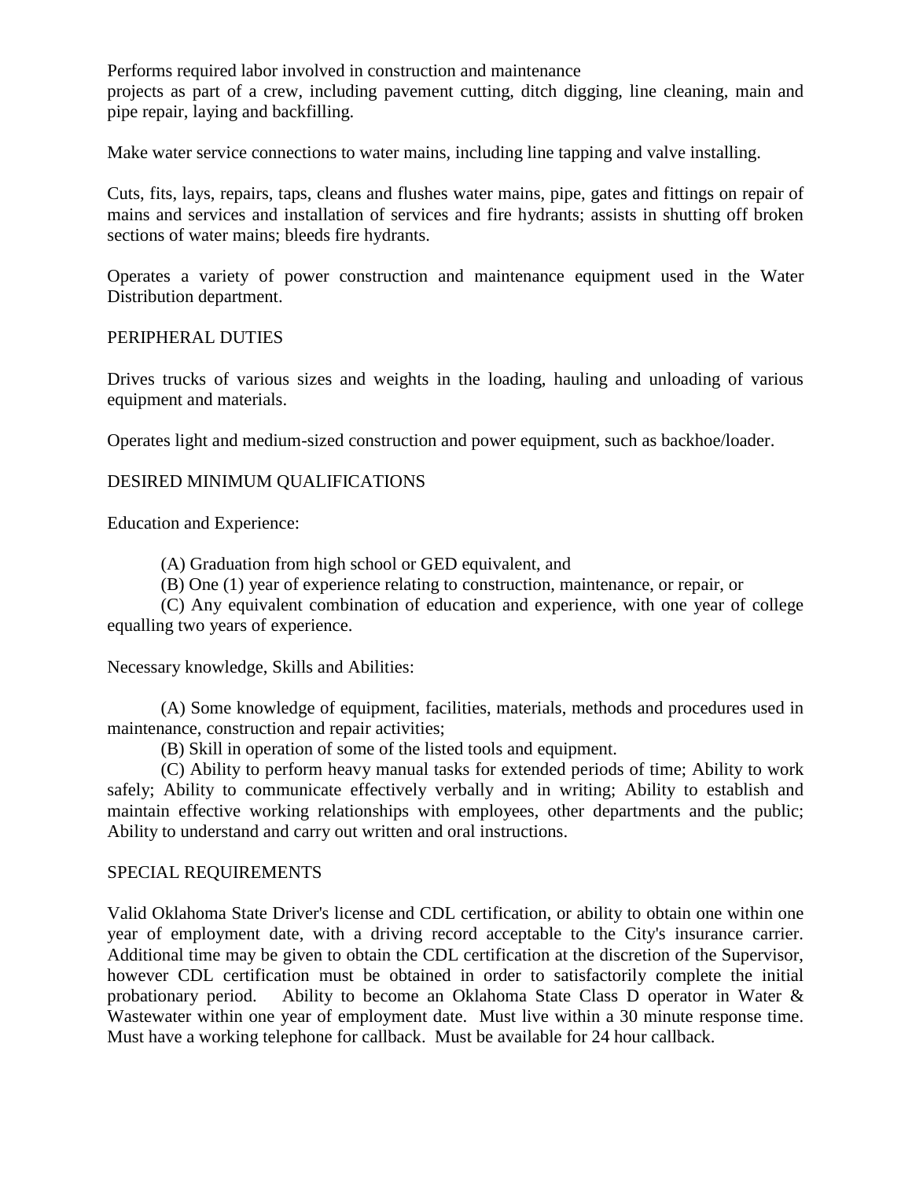Performs required labor involved in construction and maintenance projects as part of a crew, including pavement cutting, ditch digging, line cleaning, main and pipe repair, laying and backfilling.

Make water service connections to water mains, including line tapping and valve installing.

Cuts, fits, lays, repairs, taps, cleans and flushes water mains, pipe, gates and fittings on repair of mains and services and installation of services and fire hydrants; assists in shutting off broken sections of water mains; bleeds fire hydrants.

Operates a variety of power construction and maintenance equipment used in the Water Distribution department.

## PERIPHERAL DUTIES

Drives trucks of various sizes and weights in the loading, hauling and unloading of various equipment and materials.

Operates light and medium-sized construction and power equipment, such as backhoe/loader.

## DESIRED MINIMUM QUALIFICATIONS

Education and Experience:

(A) Graduation from high school or GED equivalent, and

(B) One (1) year of experience relating to construction, maintenance, or repair, or

(C) Any equivalent combination of education and experience, with one year of college equalling two years of experience.

Necessary knowledge, Skills and Abilities:

(A) Some knowledge of equipment, facilities, materials, methods and procedures used in maintenance, construction and repair activities;

(B) Skill in operation of some of the listed tools and equipment.

(C) Ability to perform heavy manual tasks for extended periods of time; Ability to work safely; Ability to communicate effectively verbally and in writing; Ability to establish and maintain effective working relationships with employees, other departments and the public; Ability to understand and carry out written and oral instructions.

## SPECIAL REQUIREMENTS

Valid Oklahoma State Driver's license and CDL certification, or ability to obtain one within one year of employment date, with a driving record acceptable to the City's insurance carrier. Additional time may be given to obtain the CDL certification at the discretion of the Supervisor, however CDL certification must be obtained in order to satisfactorily complete the initial probationary period. Ability to become an Oklahoma State Class D operator in Water & Wastewater within one year of employment date. Must live within a 30 minute response time. Must have a working telephone for callback. Must be available for 24 hour callback.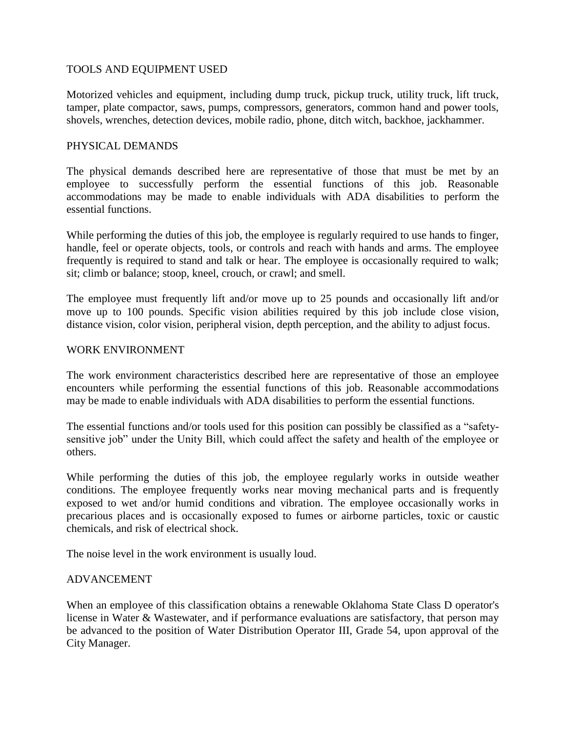## TOOLS AND EQUIPMENT USED

Motorized vehicles and equipment, including dump truck, pickup truck, utility truck, lift truck, tamper, plate compactor, saws, pumps, compressors, generators, common hand and power tools, shovels, wrenches, detection devices, mobile radio, phone, ditch witch, backhoe, jackhammer.

## PHYSICAL DEMANDS

The physical demands described here are representative of those that must be met by an employee to successfully perform the essential functions of this job. Reasonable accommodations may be made to enable individuals with ADA disabilities to perform the essential functions.

While performing the duties of this job, the employee is regularly required to use hands to finger, handle, feel or operate objects, tools, or controls and reach with hands and arms. The employee frequently is required to stand and talk or hear. The employee is occasionally required to walk; sit; climb or balance; stoop, kneel, crouch, or crawl; and smell.

The employee must frequently lift and/or move up to 25 pounds and occasionally lift and/or move up to 100 pounds. Specific vision abilities required by this job include close vision, distance vision, color vision, peripheral vision, depth perception, and the ability to adjust focus.

## WORK ENVIRONMENT

The work environment characteristics described here are representative of those an employee encounters while performing the essential functions of this job. Reasonable accommodations may be made to enable individuals with ADA disabilities to perform the essential functions.

The essential functions and/or tools used for this position can possibly be classified as a "safety-sensitive job" under the Unity Bill, which could affect the safety and health of the employee or others.

While performing the duties of this job, the employee regularly works in outside weather conditions. The employee frequently works near moving mechanical parts and is frequently exposed to wet and/or humid conditions and vibration. The employee occasionally works in precarious places and is occasionally exposed to fumes or airborne particles, toxic or caustic chemicals, and risk of electrical shock.

The noise level in the work environment is usually loud.

## ADVANCEMENT

When an employee of this classification obtains a renewable Oklahoma State Class D operator's license in Water & Wastewater, and if performance evaluations are satisfactory, that person may be advanced to the position of Water Distribution Operator III, Grade 54, upon approval of the City Manager.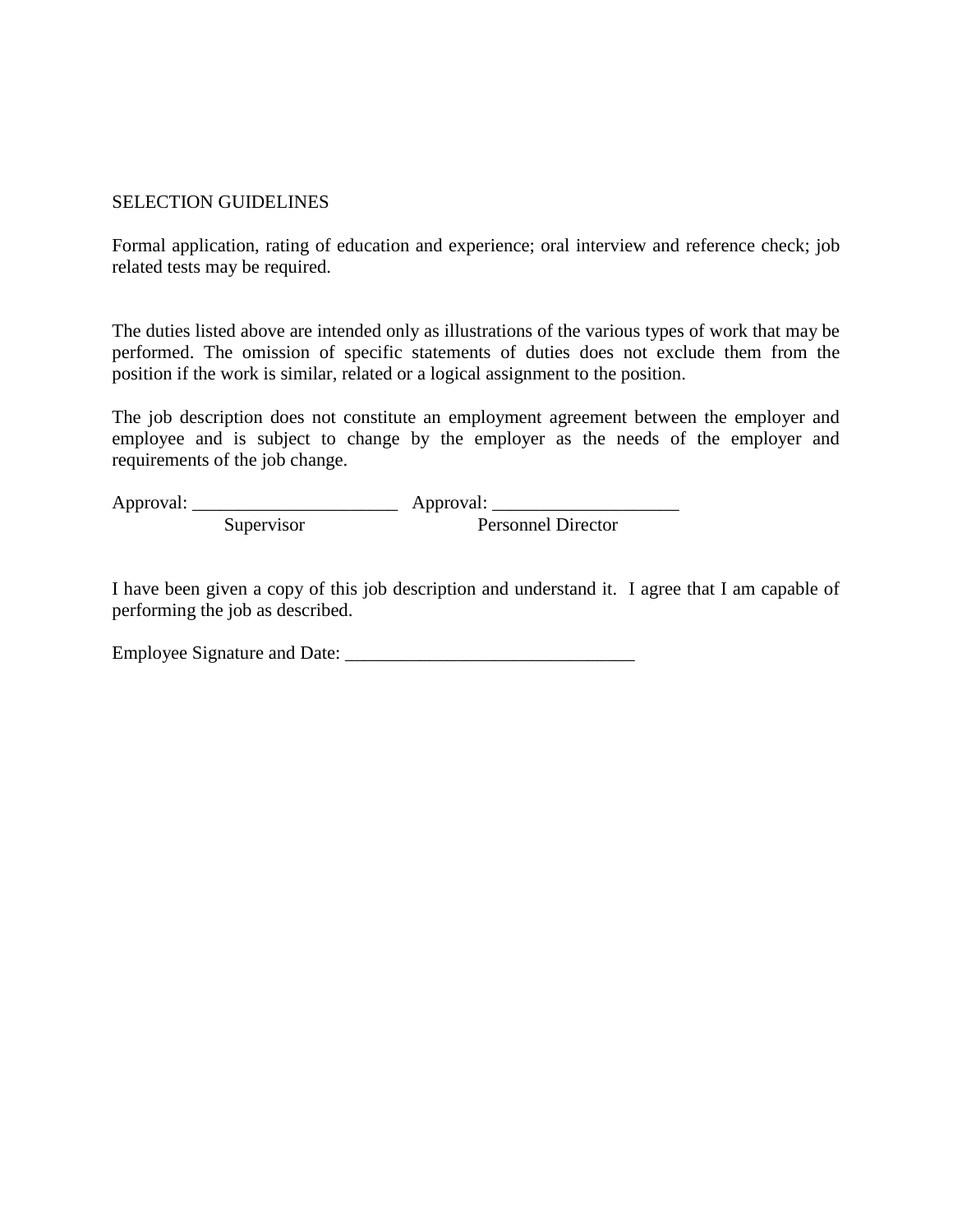## SELECTION GUIDELINES

Formal application, rating of education and experience; oral interview and reference check; job related tests may be required.

The duties listed above are intended only as illustrations of the various types of work that may be performed. The omission of specific statements of duties does not exclude them from the position if the work is similar, related or a logical assignment to the position.

The job description does not constitute an employment agreement between the employer and employee and is subject to change by the employer as the needs of the employer and requirements of the job change.

Approval: ______________________ Approval: ____________________
Supervisor Personnel Director

I have been given a copy of this job description and understand it. I agree that I am capable of performing the job as described.

Employee Signature and Date: _______________________________